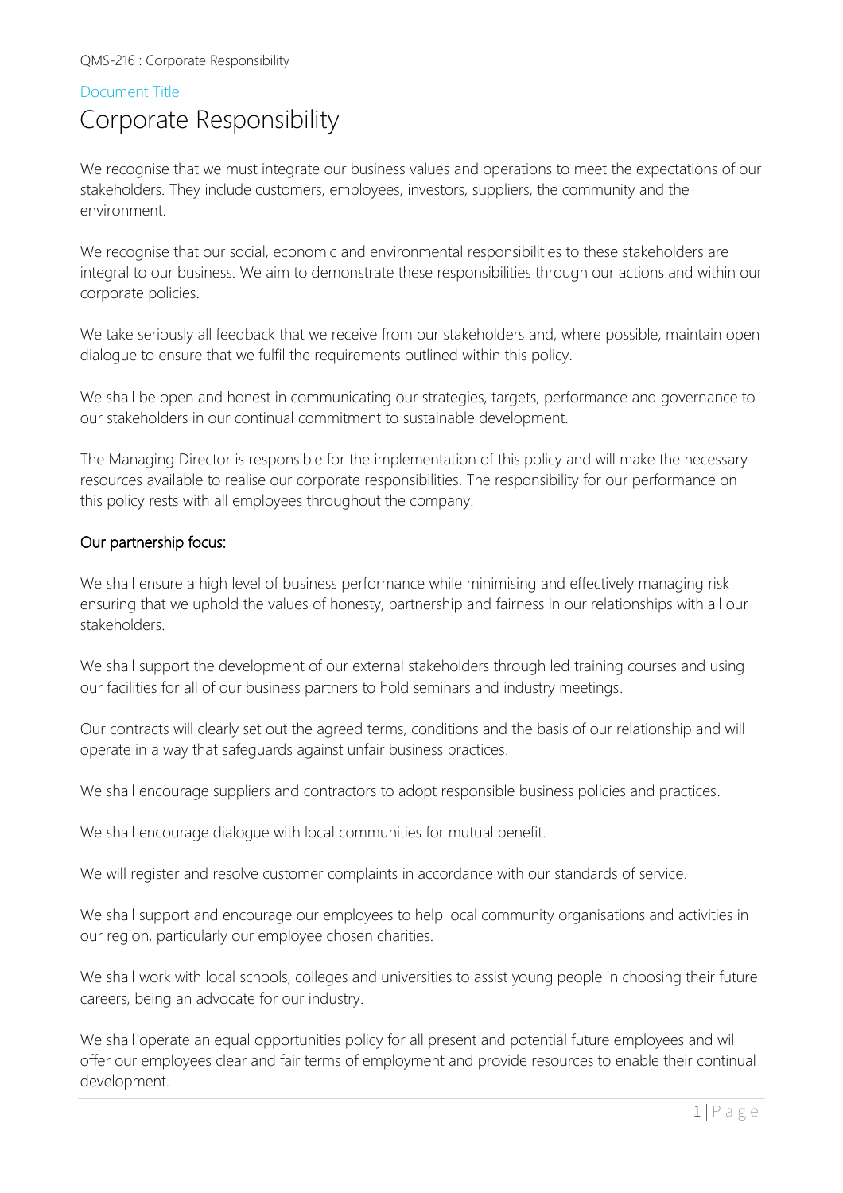Document Title

# Corporate Responsibility

We recognise that we must integrate our business values and operations to meet the expectations of our stakeholders. They include customers, employees, investors, suppliers, the community and the environment.

We recognise that our social, economic and environmental responsibilities to these stakeholders are integral to our business. We aim to demonstrate these responsibilities through our actions and within our corporate policies.

We take seriously all feedback that we receive from our stakeholders and, where possible, maintain open dialogue to ensure that we fulfil the requirements outlined within this policy.

We shall be open and honest in communicating our strategies, targets, performance and governance to our stakeholders in our continual commitment to sustainable development.

The Managing Director is responsible for the implementation of this policy and will make the necessary resources available to realise our corporate responsibilities. The responsibility for our performance on this policy rests with all employees throughout the company.

## Our partnership focus:

We shall ensure a high level of business performance while minimising and effectively managing risk ensuring that we uphold the values of honesty, partnership and fairness in our relationships with all our stakeholders.

We shall support the development of our external stakeholders through led training courses and using our facilities for all of our business partners to hold seminars and industry meetings.

Our contracts will clearly set out the agreed terms, conditions and the basis of our relationship and will operate in a way that safeguards against unfair business practices.

We shall encourage suppliers and contractors to adopt responsible business policies and practices.

We shall encourage dialogue with local communities for mutual benefit.

We will register and resolve customer complaints in accordance with our standards of service.

We shall support and encourage our employees to help local community organisations and activities in our region, particularly our employee chosen charities.

We shall work with local schools, colleges and universities to assist young people in choosing their future careers, being an advocate for our industry.

We shall operate an equal opportunities policy for all present and potential future employees and will offer our employees clear and fair terms of employment and provide resources to enable their continual development.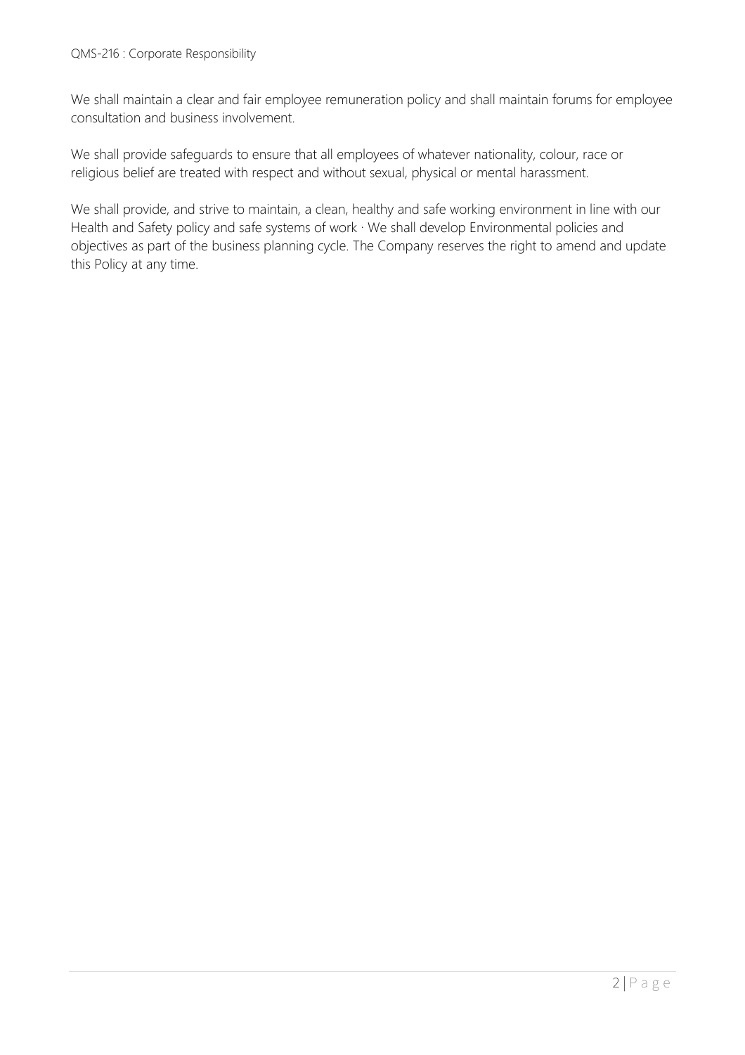We shall maintain a clear and fair employee remuneration policy and shall maintain forums for employee consultation and business involvement.

We shall provide safeguards to ensure that all employees of whatever nationality, colour, race or religious belief are treated with respect and without sexual, physical or mental harassment.

We shall provide, and strive to maintain, a clean, healthy and safe working environment in line with our Health and Safety policy and safe systems of work · We shall develop Environmental policies and objectives as part of the business planning cycle. The Company reserves the right to amend and update this Policy at any time.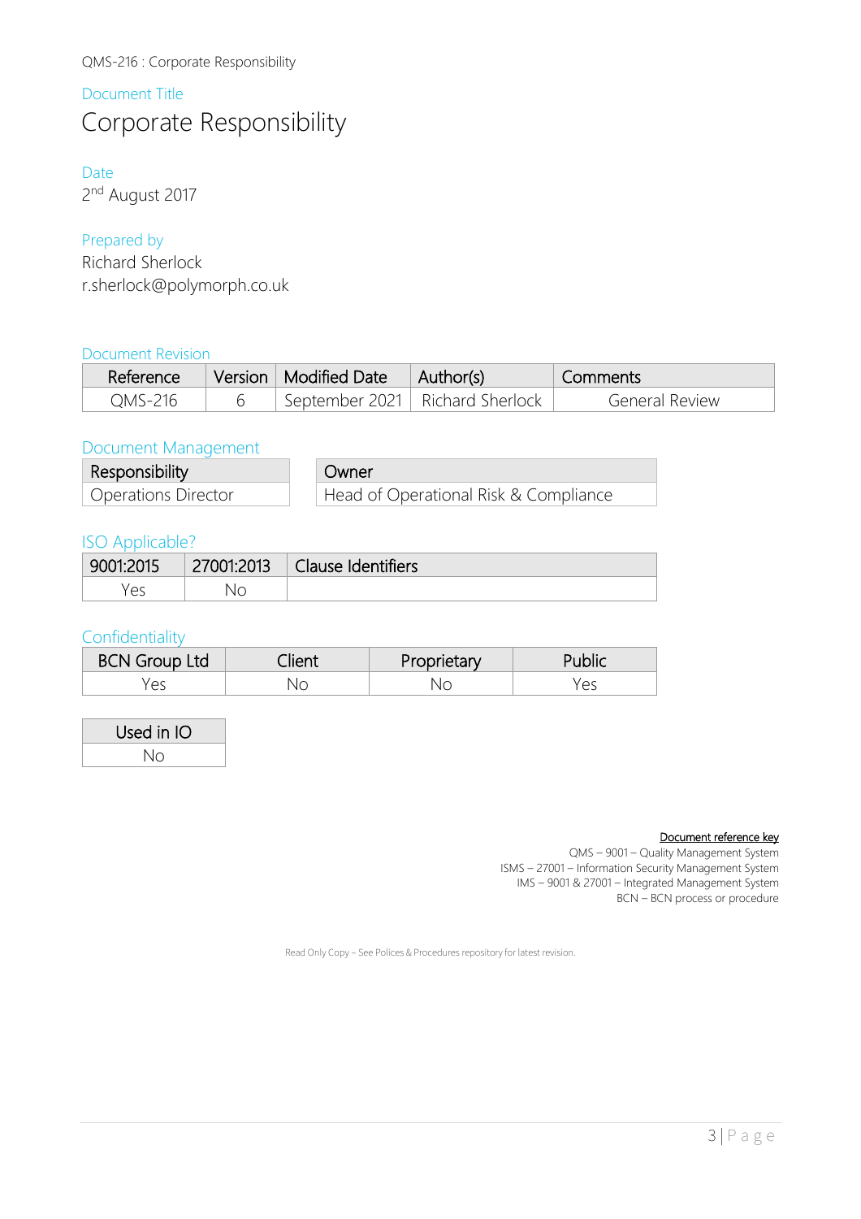QMS-216 : Corporate Responsibility

Document Title

# Corporate Responsibility

Date

2nd August 2017

Prepared by

Richard Sherlock
r.sherlock@polymorph.co.uk

Document Revision

| Reference | Version | Modified Date | Author(s) | Comments |
|---|---|---|---|---|
| QMS-216 | 6 | September 2021 | Richard Sherlock | General Review |

Document Management

| Responsibility |
|---|
| Operations Director |

| Owner |
|---|
| Head of Operational Risk & Compliance |

ISO Applicable?

| 9001:2015 | 27001:2013 | Clause Identifiers |
|---|---|---|
| Yes | No | |

Confidentiality

| BCN Group Ltd | Client | Proprietary | Public |
|---|---|---|---|
| Yes | No | No | Yes |

| Used in IO |
|---|
| No |

Document reference key

QMS – 9001 – Quality Management System
ISMS – 27001 – Information Security Management System
IMS – 9001 & 27001 – Integrated Management System
BCN – BCN process or procedure

Read Only Copy – See Polices & Procedures repository for latest revision.